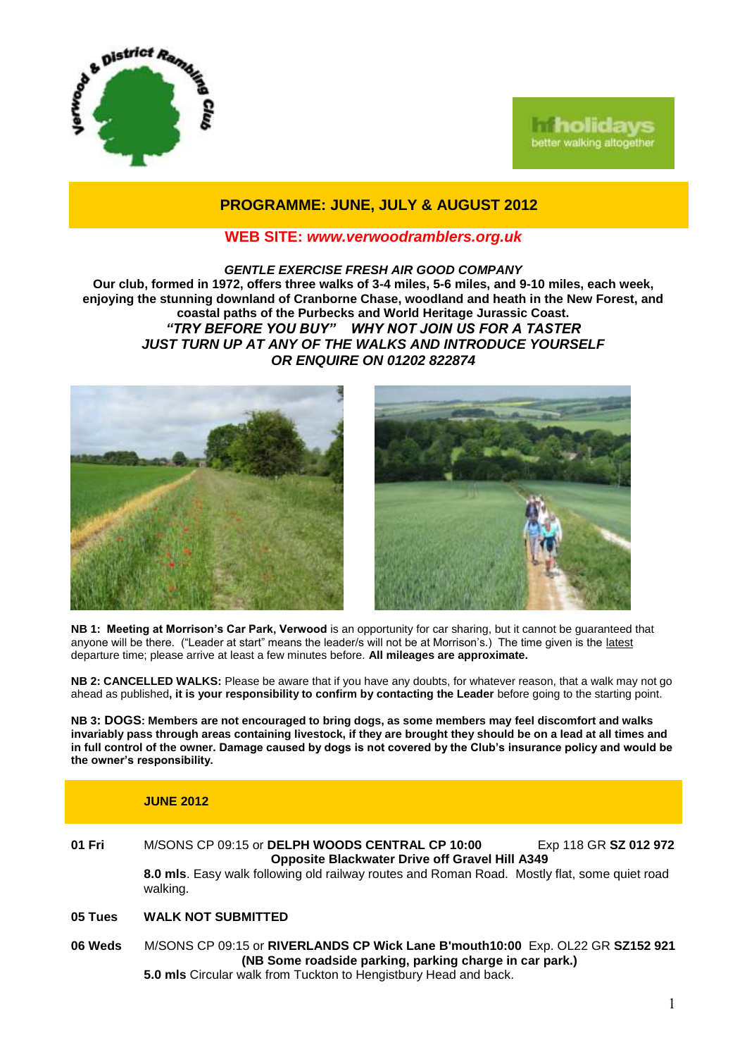# PROGRAMME: JUNE, JULY & AUGUST 2012

**WEB SITE:** ***www.verwoodramblers.org.uk***

***GENTLE EXERCISE FRESH AIR GOOD COMPANY***

**Our club, formed in 1972, offers three walks of 3-4 miles, 5-6 miles, and 9-10 miles, each week, enjoying the stunning downland of Cranborne Chase, woodland and heath in the New Forest, and coastal paths of the Purbecks and World Heritage Jurassic Coast.**

***"TRY BEFORE YOU BUY" WHY NOT JOIN US FOR A TASTER***
***JUST TURN UP AT ANY OF THE WALKS AND INTRODUCE YOURSELF***
***OR ENQUIRE ON 01202 822874***

**NB 1: Meeting at Morrison's Car Park, Verwood** is an opportunity for car sharing, but it cannot be guaranteed that anyone will be there. ("Leader at start" means the leader/s will not be at Morrison's.) The time given is the latest departure time; please arrive at least a few minutes before. **All mileages are approximate.**

**NB 2: CANCELLED WALKS:** Please be aware that if you have any doubts, for whatever reason, that a walk may not go ahead as published**, it is your responsibility to confirm by contacting the Leader** before going to the starting point.

**NB 3: DOGS: Members are not encouraged to bring dogs, as some members may feel discomfort and walks invariably pass through areas containing livestock, if they are brought they should be on a lead at all times and in full control of the owner. Damage caused by dogs is not covered by the Club's insurance policy and would be the owner's responsibility.**

## JUNE 2012

**01 Fri** M/SONS CP 09:15 or **DELPH WOODS CENTRAL CP 10:00** Exp 118 GR **SZ 012 972**
**Opposite Blackwater Drive off Gravel Hill A349**
**8.0 mls**. Easy walk following old railway routes and Roman Road. Mostly flat, some quiet road walking.

**05 Tues** **WALK NOT SUBMITTED**

**06 Weds** M/SONS CP 09:15 or **RIVERLANDS CP Wick Lane B'mouth10:00** Exp. OL22 GR **SZ152 921**
**(NB Some roadside parking, parking charge in car park.)**
**5.0 mls** Circular walk from Tuckton to Hengistbury Head and back.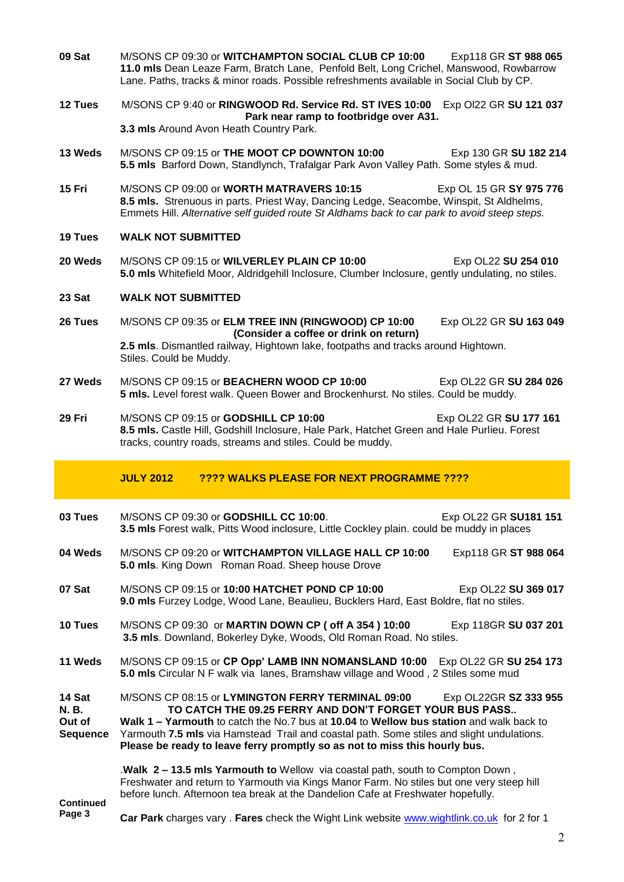**09 Sat** M/SONS CP 09:30 or **WITCHAMPTON SOCIAL CLUB CP 10:00** Exp118 GR **ST 988 065**
**11.0 mls** Dean Leaze Farm, Bratch Lane, Penfold Belt, Long Crichel, Manswood, Rowbarrow Lane. Paths, tracks & minor roads. Possible refreshments available in Social Club by CP.

**12 Tues** M/SONS CP 9:40 or **RINGWOOD Rd. Service Rd. ST IVES 10:00** Exp Ol22 GR **SU 121 037**
**Park near ramp to footbridge over A31.**
**3.3 mls** Around Avon Heath Country Park.

**13 Weds** M/SONS CP 09:15 or **THE MOOT CP DOWNTON 10:00** Exp 130 GR **SU 182 214**
**5.5 mls** Barford Down, Standlynch, Trafalgar Park Avon Valley Path. Some styles & mud.

**15 Fri** M/SONS CP 09:00 or **WORTH MATRAVERS 10:15** Exp OL 15 GR **SY 975 776**
**8.5 mls.** Strenuous in parts. Priest Way, Dancing Ledge, Seacombe, Winspit, St Aldhelms, Emmets Hill. *Alternative self guided route St Aldhams back to car park to avoid steep steps.*

**19 Tues** **WALK NOT SUBMITTED**

**20 Weds** M/SONS CP 09:15 or **WILVERLEY PLAIN CP 10:00** Exp OL22 **SU 254 010**
**5.0 mls** Whitefield Moor, Aldridgehill Inclosure, Clumber Inclosure, gently undulating, no stiles.

**23 Sat** **WALK NOT SUBMITTED**

**26 Tues** M/SONS CP 09:35 or **ELM TREE INN (RINGWOOD) CP 10:00** Exp OL22 GR **SU 163 049**
**(Consider a coffee or drink on return)**
**2.5 mls**. Dismantled railway, Hightown lake, footpaths and tracks around Hightown. Stiles. Could be Muddy.

**27 Weds** M/SONS CP 09:15 or **BEACHERN WOOD CP 10:00** Exp OL22 GR **SU 284 026**
**5 mls.** Level forest walk. Queen Bower and Brockenhurst. No stiles. Could be muddy.

**29 Fri** M/SONS CP 09:15 or **GODSHILL CP 10:00** Exp OL22 GR **SU 177 161**
**8.5 mls.** Castle Hill, Godshill Inclosure, Hale Park, Hatchet Green and Hale Purlieu. Forest tracks, country roads, streams and stiles. Could be muddy.

## JULY 2012 ???? WALKS PLEASE FOR NEXT PROGRAMME ????

**03 Tues** M/SONS CP 09:30 or **GODSHILL CC 10:00**. Exp OL22 GR **SU181 151**
**3.5 mls** Forest walk, Pitts Wood inclosure, Little Cockley plain. could be muddy in places

**04 Weds** M/SONS CP 09:20 or **WITCHAMPTON VILLAGE HALL CP 10:00** Exp118 GR **ST 988 064**
**5.0 mls**. King Down Roman Road. Sheep house Drove

**07 Sat** M/SONS CP 09:15 or **10:00 HATCHET POND CP 10:00** Exp OL22 **SU 369 017**
**9.0 mls** Furzey Lodge, Wood Lane, Beaulieu, Bucklers Hard, East Boldre, flat no stiles.

**10 Tues** M/SONS CP 09:30 or **MARTIN DOWN CP ( off A 354 ) 10:00** Exp 118GR **SU 037 201**
**3.5 mls**. Downland, Bokerley Dyke, Woods, Old Roman Road. No stiles.

**11 Weds** M/SONS CP 09:15 or **CP Opp' LAMB INN NOMANSLAND 10:00** Exp OL22 GR **SU 254 173**
**5.0 mls** Circular N F walk via lanes, Bramshaw village and Wood , 2 Stiles some mud

**14 Sat N. B. Out of Sequence** M/SONS CP 08:15 or **LYMINGTON FERRY TERMINAL 09:00** Exp OL22GR **SZ 333 955**
**TO CATCH THE 09.25 FERRY AND DON'T FORGET YOUR BUS PASS..**
**Walk 1 – Yarmouth** to catch the No.7 bus at **10.04** to **Wellow bus station** and walk back to Yarmouth **7.5 mls** via Hamstead Trail and coastal path. Some stiles and slight undulations.
**Please be ready to leave ferry promptly so as not to miss this hourly bus.**

.**Walk 2 – 13.5 mls Yarmouth to** Wellow via coastal path, south to Compton Down , Freshwater and return to Yarmouth via Kings Manor Farm. No stiles but one very steep hill before lunch. Afternoon tea break at the Dandelion Cafe at Freshwater hopefully.

**Continued Page 3**

**Car Park** charges vary . **Fares** check the Wight Link website www.wightlink.co.uk for 2 for 1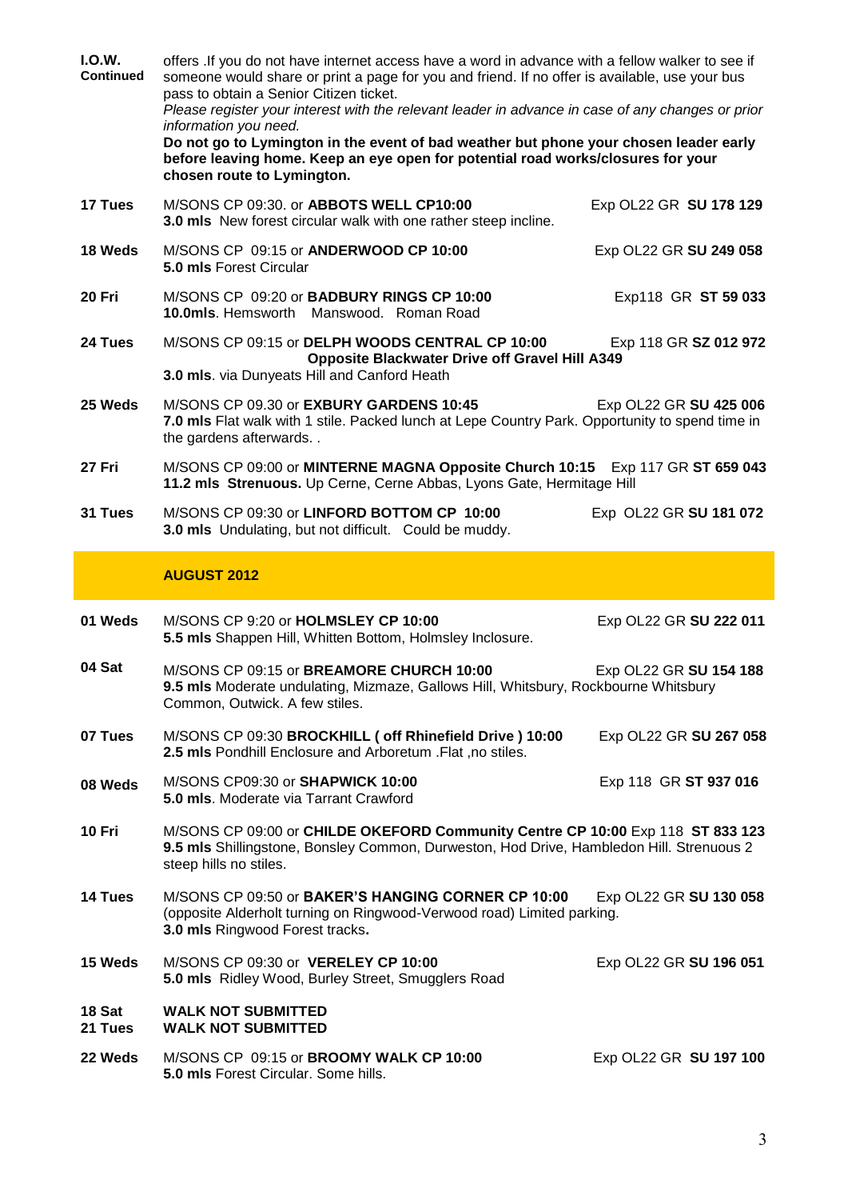**I.O.W. Continued**

offers .If you do not have internet access have a word in advance with a fellow walker to see if someone would share or print a page for you and friend. If no offer is available, use your bus pass to obtain a Senior Citizen ticket.

*Please register your interest with the relevant leader in advance in case of any changes or prior information you need.*

**Do not go to Lymington in the event of bad weather but phone your chosen leader early before leaving home. Keep an eye open for potential road works/closures for your chosen route to Lymington.**

**17 Tues** — M/SONS CP 09:30. or **ABBOTS WELL CP10:00** — Exp OL22 GR **SU 178 129**
**3.0 mls** New forest circular walk with one rather steep incline.

**18 Weds** — M/SONS CP 09:15 or **ANDERWOOD CP 10:00** — Exp OL22 GR **SU 249 058**
**5.0 mls** Forest Circular

**20 Fri** — M/SONS CP 09:20 or **BADBURY RINGS CP 10:00** — Exp118 GR **ST 59 033**
**10.0mls**. Hemsworth Manswood. Roman Road

**24 Tues** — M/SONS CP 09:15 or **DELPH WOODS CENTRAL CP 10:00** — Exp 118 GR **SZ 012 972**
**Opposite Blackwater Drive off Gravel Hill A349**
**3.0 mls**. via Dunyeats Hill and Canford Heath

**25 Weds** — M/SONS CP 09.30 or **EXBURY GARDENS 10:45** — Exp OL22 GR **SU 425 006**
**7.0 mls** Flat walk with 1 stile. Packed lunch at Lepe Country Park. Opportunity to spend time in the gardens afterwards. .

**27 Fri** — M/SONS CP 09:00 or **MINTERNE MAGNA Opposite Church 10:15** — Exp 117 GR **ST 659 043**
**11.2 mls Strenuous.** Up Cerne, Cerne Abbas, Lyons Gate, Hermitage Hill

**31 Tues** — M/SONS CP 09:30 or **LINFORD BOTTOM CP 10:00** — Exp OL22 GR **SU 181 072**
**3.0 mls** Undulating, but not difficult. Could be muddy.

## AUGUST 2012

**01 Weds** — M/SONS CP 9:20 or **HOLMSLEY CP 10:00** — Exp OL22 GR **SU 222 011**
**5.5 mls** Shappen Hill, Whitten Bottom, Holmsley Inclosure.

**04 Sat** — M/SONS CP 09:15 or **BREAMORE CHURCH 10:00** — Exp OL22 GR **SU 154 188**
**9.5 mls** Moderate undulating, Mizmaze, Gallows Hill, Whitsbury, Rockbourne Whitsbury Common, Outwick. A few stiles.

**07 Tues** — M/SONS CP 09:30 **BROCKHILL ( off Rhinefield Drive ) 10:00** — Exp OL22 GR **SU 267 058**
**2.5 mls** Pondhill Enclosure and Arboretum .Flat ,no stiles.

**08 Weds** — M/SONS CP09:30 or **SHAPWICK 10:00** — Exp 118 GR **ST 937 016**
**5.0 mls**. Moderate via Tarrant Crawford

**10 Fri** — M/SONS CP 09:00 or **CHILDE OKEFORD Community Centre CP 10:00** Exp 118 **ST 833 123**
**9.5 mls** Shillingstone, Bonsley Common, Durweston, Hod Drive, Hambledon Hill. Strenuous 2 steep hills no stiles.

**14 Tues** — M/SONS CP 09:50 or **BAKER'S HANGING CORNER CP 10:00** — Exp OL22 GR **SU 130 058**
(opposite Alderholt turning on Ringwood-Verwood road) Limited parking.
**3.0 mls** Ringwood Forest tracks**.**

**15 Weds** — M/SONS CP 09:30 or **VERELEY CP 10:00** — Exp OL22 GR **SU 196 051**
**5.0 mls** Ridley Wood, Burley Street, Smugglers Road

**18 Sat** — **WALK NOT SUBMITTED**

**21 Tues** — **WALK NOT SUBMITTED**

**22 Weds** — M/SONS CP 09:15 or **BROOMY WALK CP 10:00** — Exp OL22 GR **SU 197 100**
**5.0 mls** Forest Circular. Some hills.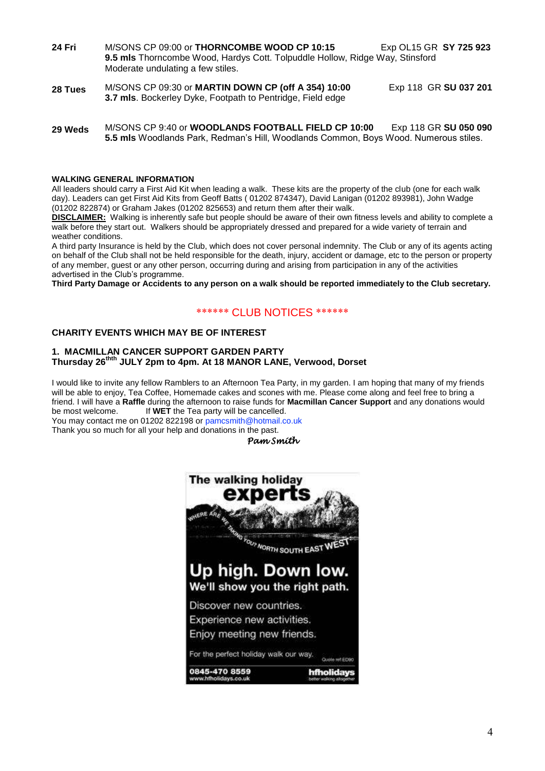**24 Fri** M/SONS CP 09:00 or **THORNCOMBE WOOD CP 10:15** Exp OL15 GR **SY 725 923**
**9.5 mls** Thorncombe Wood, Hardys Cott. Tolpuddle Hollow, Ridge Way, Stinsford
Moderate undulating a few stiles.

**28 Tues** M/SONS CP 09:30 or **MARTIN DOWN CP (off A 354) 10:00** Exp 118 GR **SU 037 201**
**3.7 mls**. Bockerley Dyke, Footpath to Pentridge, Field edge

**29 Weds** M/SONS CP 9:40 or **WOODLANDS FOOTBALL FIELD CP 10:00** Exp 118 GR **SU 050 090**
**5.5 mls** Woodlands Park, Redman's Hill, Woodlands Common, Boys Wood. Numerous stiles.

**WALKING GENERAL INFORMATION**

All leaders should carry a First Aid Kit when leading a walk. These kits are the property of the club (one for each walk day). Leaders can get First Aid Kits from Geoff Batts ( 01202 874347), David Lanigan (01202 893981), John Wadge (01202 822874) or Graham Jakes (01202 825653) and return them after their walk.

**DISCLAIMER:** Walking is inherently safe but people should be aware of their own fitness levels and ability to complete a walk before they start out. Walkers should be appropriately dressed and prepared for a wide variety of terrain and weather conditions.

A third party Insurance is held by the Club, which does not cover personal indemnity. The Club or any of its agents acting on behalf of the Club shall not be held responsible for the death, injury, accident or damage, etc to the person or property of any member, guest or any other person, occurring during and arising from participation in any of the activities advertised in the Club's programme.

**Third Party Damage or Accidents to any person on a walk should be reported immediately to the Club secretary.**

## ****** CLUB NOTICES ******

**CHARITY EVENTS WHICH MAY BE OF INTEREST**

**1. MACMILLAN CANCER SUPPORT GARDEN PARTY**
**Thursday 26thth JULY 2pm to 4pm. At 18 MANOR LANE, Verwood, Dorset**

I would like to invite any fellow Ramblers to an Afternoon Tea Party, in my garden. I am hoping that many of my friends will be able to enjoy, Tea Coffee, Homemade cakes and scones with me. Please come along and feel free to bring a friend. I will have a **Raffle** during the afternoon to raise funds for **Macmillan Cancer Support** and any donations would be most welcome. If **WET** the Tea party will be cancelled.
You may contact me on 01202 822198 or pamcsmith@hotmail.co.uk
Thank you so much for all your help and donations in the past.

*Pam Smith*

The walking holiday experts
WHERE ARE WE TAKING YOU? NORTH SOUTH EAST WEST
Up high. Down low.
We'll show you the right path.
Discover new countries.
Experience new activities.
Enjoy meeting new friends.
For the perfect holiday walk our way. Quote ref ED90
0845-470 8559
www.hfholidays.co.uk
hfholidays better walking altogether